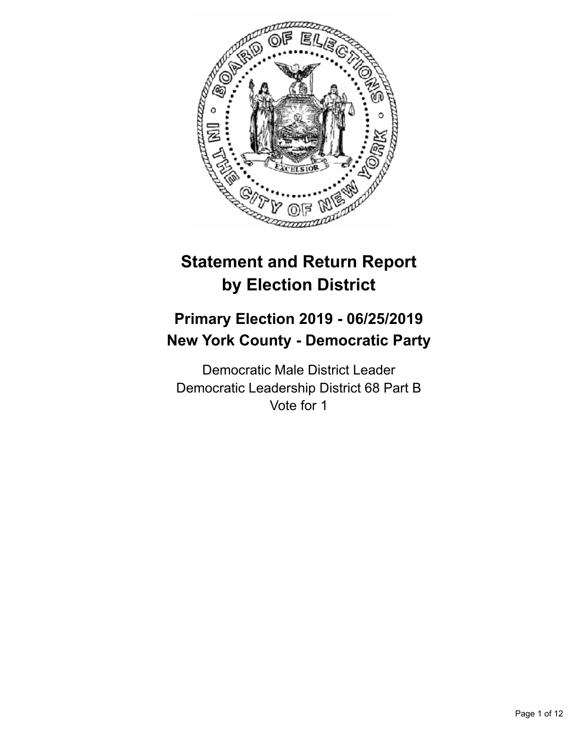# Statement and Return Report by Election District

## Primary Election 2019 - 06/25/2019
## New York County - Democratic Party

Democratic Male District Leader
Democratic Leadership District 68 Part B
Vote for 1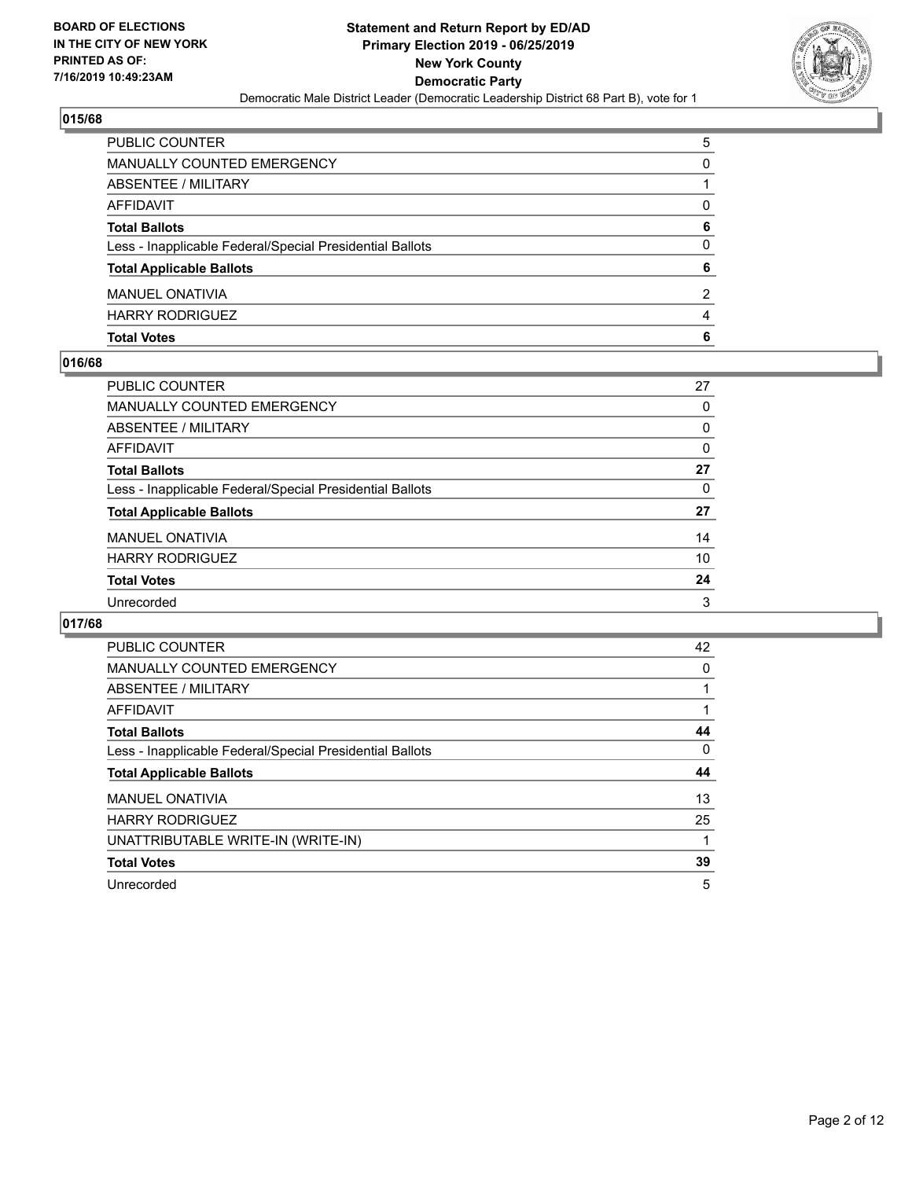## 015/68

| | |
|---|---|
| PUBLIC COUNTER | 5 |
| MANUALLY COUNTED EMERGENCY | 0 |
| ABSENTEE / MILITARY | 1 |
| AFFIDAVIT | 0 |
| **Total Ballots** | **6** |
| Less - Inapplicable Federal/Special Presidential Ballots | 0 |
| **Total Applicable Ballots** | **6** |
| MANUEL ONATIVIA | 2 |
| HARRY RODRIGUEZ | 4 |
| **Total Votes** | **6** |

## 016/68

| | |
|---|---|
| PUBLIC COUNTER | 27 |
| MANUALLY COUNTED EMERGENCY | 0 |
| ABSENTEE / MILITARY | 0 |
| AFFIDAVIT | 0 |
| **Total Ballots** | **27** |
| Less - Inapplicable Federal/Special Presidential Ballots | 0 |
| **Total Applicable Ballots** | **27** |
| MANUEL ONATIVIA | 14 |
| HARRY RODRIGUEZ | 10 |
| **Total Votes** | **24** |
| Unrecorded | 3 |

## 017/68

| | |
|---|---|
| PUBLIC COUNTER | 42 |
| MANUALLY COUNTED EMERGENCY | 0 |
| ABSENTEE / MILITARY | 1 |
| AFFIDAVIT | 1 |
| **Total Ballots** | **44** |
| Less - Inapplicable Federal/Special Presidential Ballots | 0 |
| **Total Applicable Ballots** | **44** |
| MANUEL ONATIVIA | 13 |
| HARRY RODRIGUEZ | 25 |
| UNATTRIBUTABLE WRITE-IN (WRITE-IN) | 1 |
| **Total Votes** | **39** |
| Unrecorded | 5 |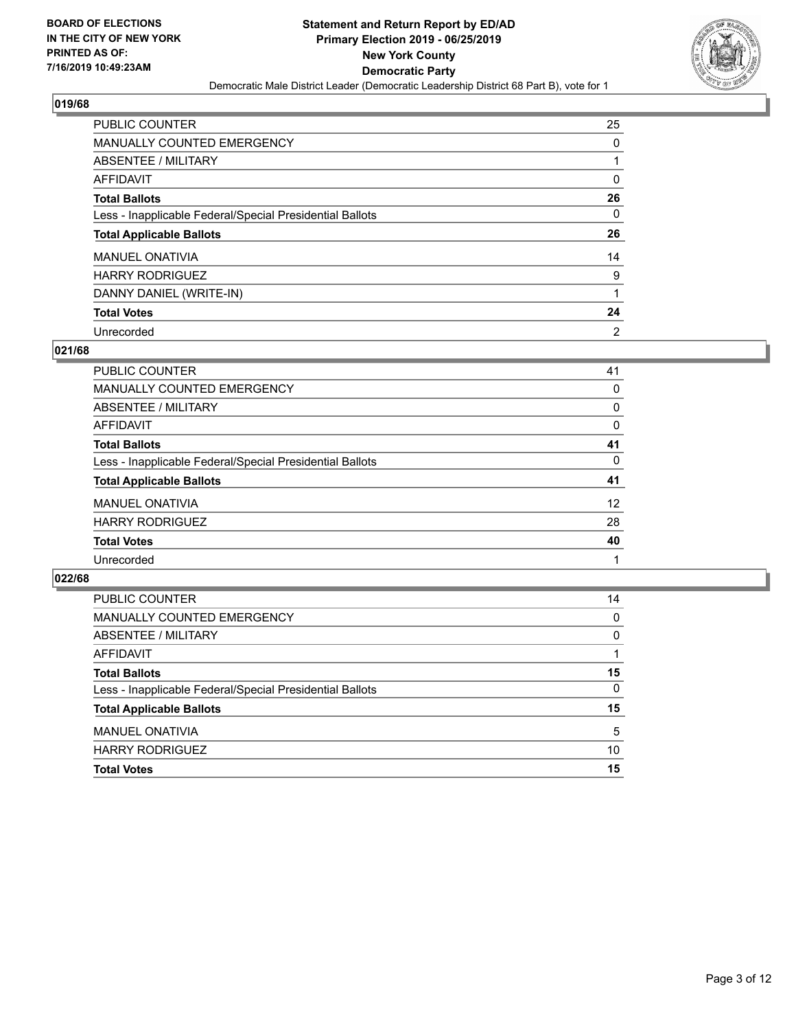## 019/68

| | |
|---|---|
| PUBLIC COUNTER | 25 |
| MANUALLY COUNTED EMERGENCY | 0 |
| ABSENTEE / MILITARY | 1 |
| AFFIDAVIT | 0 |
| **Total Ballots** | **26** |
| Less - Inapplicable Federal/Special Presidential Ballots | 0 |
| **Total Applicable Ballots** | **26** |
| MANUEL ONATIVIA | 14 |
| HARRY RODRIGUEZ | 9 |
| DANNY DANIEL (WRITE-IN) | 1 |
| **Total Votes** | **24** |
| Unrecorded | 2 |

## 021/68

| | |
|---|---|
| PUBLIC COUNTER | 41 |
| MANUALLY COUNTED EMERGENCY | 0 |
| ABSENTEE / MILITARY | 0 |
| AFFIDAVIT | 0 |
| **Total Ballots** | **41** |
| Less - Inapplicable Federal/Special Presidential Ballots | 0 |
| **Total Applicable Ballots** | **41** |
| MANUEL ONATIVIA | 12 |
| HARRY RODRIGUEZ | 28 |
| **Total Votes** | **40** |
| Unrecorded | 1 |

## 022/68

| | |
|---|---|
| PUBLIC COUNTER | 14 |
| MANUALLY COUNTED EMERGENCY | 0 |
| ABSENTEE / MILITARY | 0 |
| AFFIDAVIT | 1 |
| **Total Ballots** | **15** |
| Less - Inapplicable Federal/Special Presidential Ballots | 0 |
| **Total Applicable Ballots** | **15** |
| MANUEL ONATIVIA | 5 |
| HARRY RODRIGUEZ | 10 |
| **Total Votes** | **15** |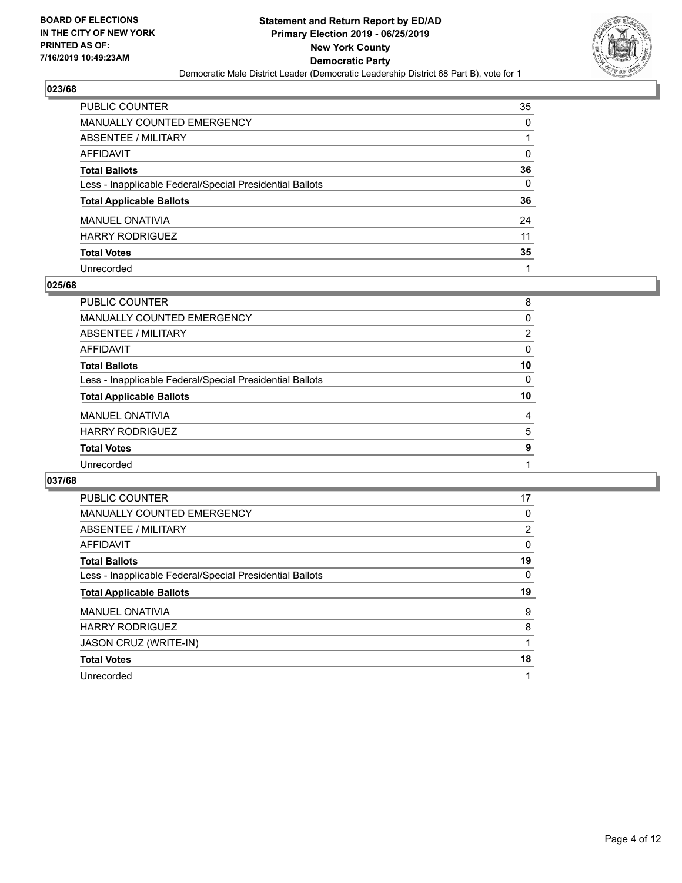## 023/68

| | |
|---|---|
| PUBLIC COUNTER | 35 |
| MANUALLY COUNTED EMERGENCY | 0 |
| ABSENTEE / MILITARY | 1 |
| AFFIDAVIT | 0 |
| **Total Ballots** | **36** |
| Less - Inapplicable Federal/Special Presidential Ballots | 0 |
| **Total Applicable Ballots** | **36** |
| MANUEL ONATIVIA | 24 |
| HARRY RODRIGUEZ | 11 |
| **Total Votes** | **35** |
| Unrecorded | 1 |

## 025/68

| | |
|---|---|
| PUBLIC COUNTER | 8 |
| MANUALLY COUNTED EMERGENCY | 0 |
| ABSENTEE / MILITARY | 2 |
| AFFIDAVIT | 0 |
| **Total Ballots** | **10** |
| Less - Inapplicable Federal/Special Presidential Ballots | 0 |
| **Total Applicable Ballots** | **10** |
| MANUEL ONATIVIA | 4 |
| HARRY RODRIGUEZ | 5 |
| **Total Votes** | **9** |
| Unrecorded | 1 |

## 037/68

| | |
|---|---|
| PUBLIC COUNTER | 17 |
| MANUALLY COUNTED EMERGENCY | 0 |
| ABSENTEE / MILITARY | 2 |
| AFFIDAVIT | 0 |
| **Total Ballots** | **19** |
| Less - Inapplicable Federal/Special Presidential Ballots | 0 |
| **Total Applicable Ballots** | **19** |
| MANUEL ONATIVIA | 9 |
| HARRY RODRIGUEZ | 8 |
| JASON CRUZ (WRITE-IN) | 1 |
| **Total Votes** | **18** |
| Unrecorded | 1 |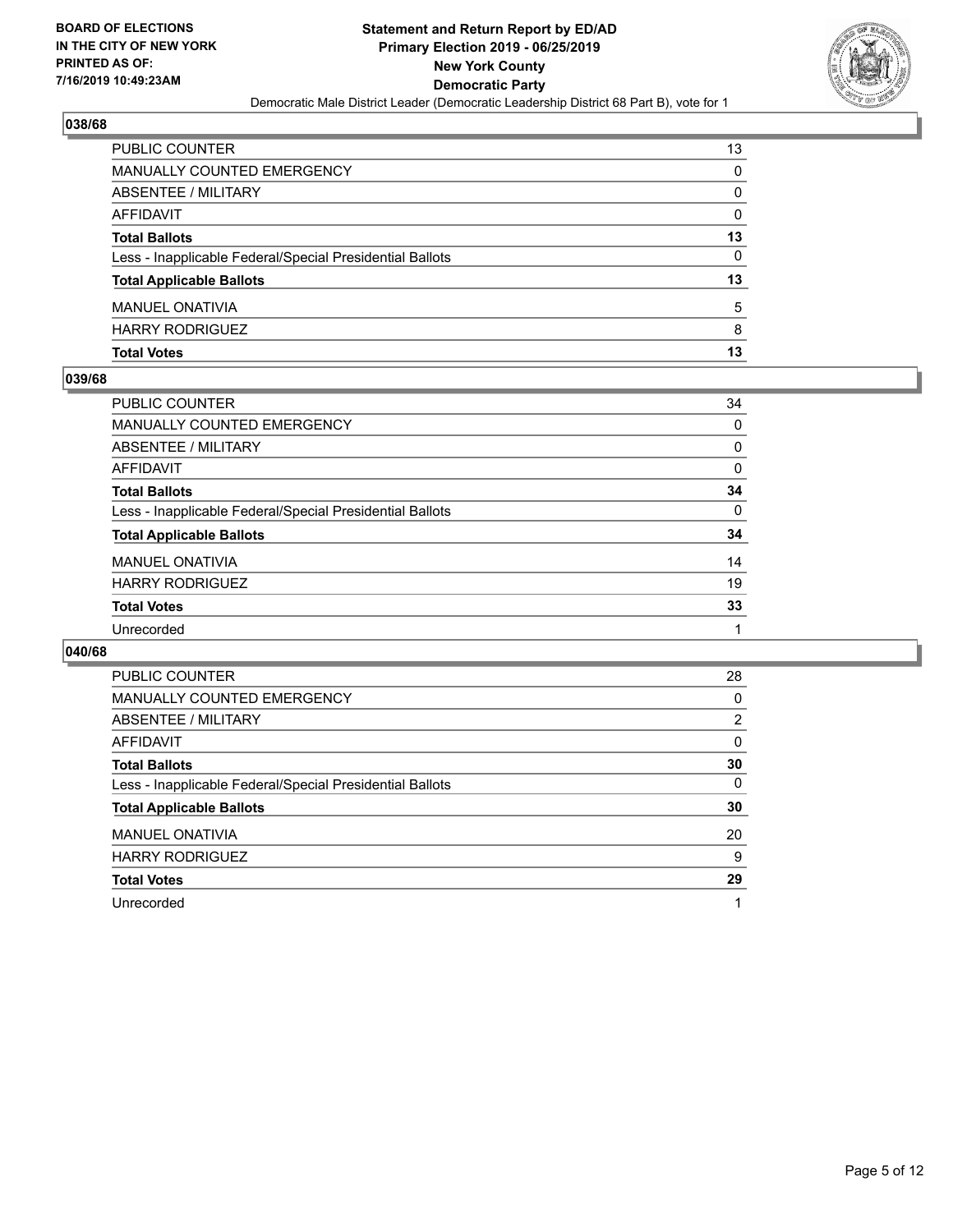**BOARD OF ELECTIONS IN THE CITY OF NEW YORK PRINTED AS OF: 7/16/2019 10:49:23AM**

**Statement and Return Report by ED/AD Primary Election 2019 - 06/25/2019 New York County Democratic Party**

Democratic Male District Leader (Democratic Leadership District 68 Part B), vote for 1

## 038/68

| | |
|---|---|
| PUBLIC COUNTER | 13 |
| MANUALLY COUNTED EMERGENCY | 0 |
| ABSENTEE / MILITARY | 0 |
| AFFIDAVIT | 0 |
| **Total Ballots** | **13** |
| Less - Inapplicable Federal/Special Presidential Ballots | 0 |
| **Total Applicable Ballots** | **13** |
| MANUEL ONATIVIA | 5 |
| HARRY RODRIGUEZ | 8 |
| **Total Votes** | **13** |

## 039/68

| | |
|---|---|
| PUBLIC COUNTER | 34 |
| MANUALLY COUNTED EMERGENCY | 0 |
| ABSENTEE / MILITARY | 0 |
| AFFIDAVIT | 0 |
| **Total Ballots** | **34** |
| Less - Inapplicable Federal/Special Presidential Ballots | 0 |
| **Total Applicable Ballots** | **34** |
| MANUEL ONATIVIA | 14 |
| HARRY RODRIGUEZ | 19 |
| **Total Votes** | **33** |
| Unrecorded | 1 |

## 040/68

| | |
|---|---|
| PUBLIC COUNTER | 28 |
| MANUALLY COUNTED EMERGENCY | 0 |
| ABSENTEE / MILITARY | 2 |
| AFFIDAVIT | 0 |
| **Total Ballots** | **30** |
| Less - Inapplicable Federal/Special Presidential Ballots | 0 |
| **Total Applicable Ballots** | **30** |
| MANUEL ONATIVIA | 20 |
| HARRY RODRIGUEZ | 9 |
| **Total Votes** | **29** |
| Unrecorded | 1 |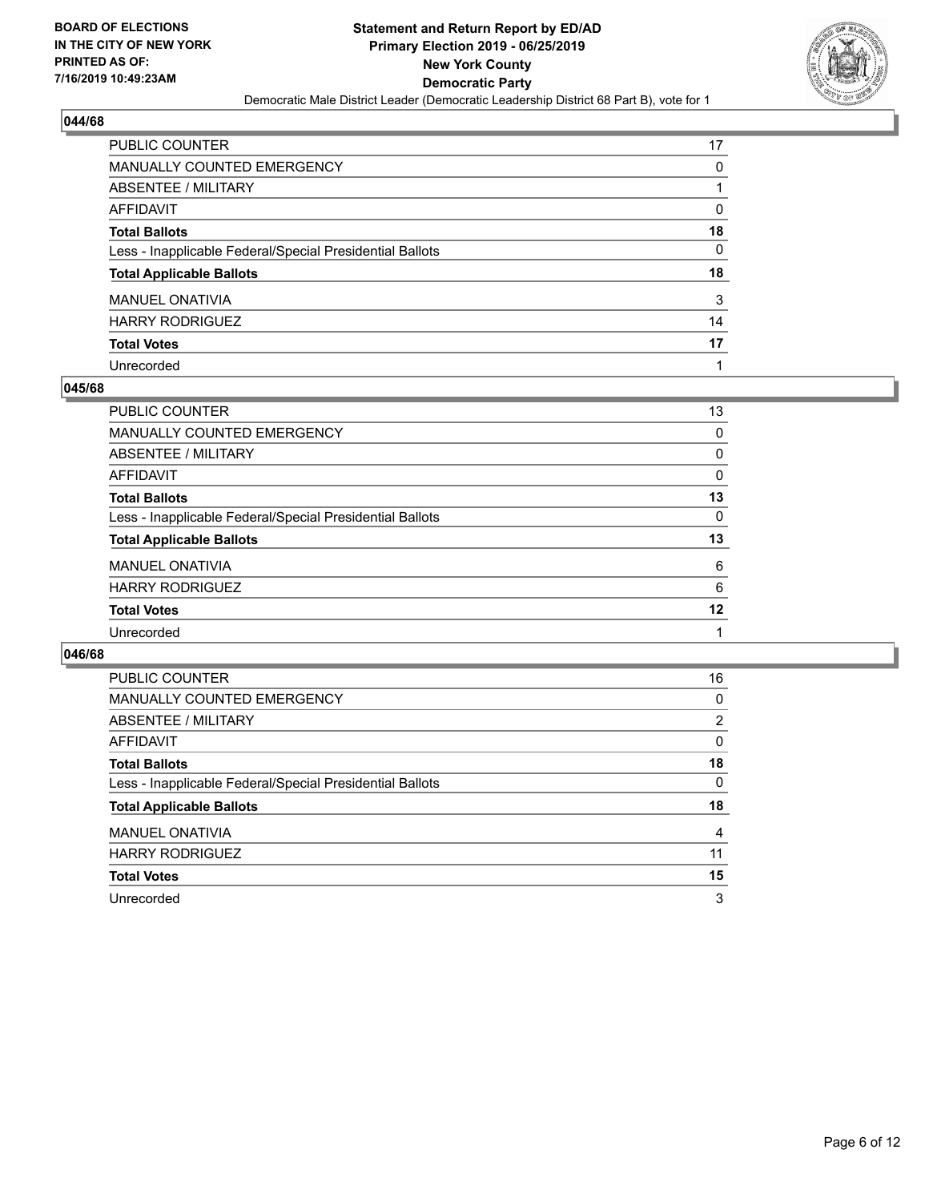### 044/68

| | |
|---|---|
| PUBLIC COUNTER | 17 |
| MANUALLY COUNTED EMERGENCY | 0 |
| ABSENTEE / MILITARY | 1 |
| AFFIDAVIT | 0 |
| **Total Ballots** | **18** |
| Less - Inapplicable Federal/Special Presidential Ballots | 0 |
| **Total Applicable Ballots** | **18** |
| MANUEL ONATIVIA | 3 |
| HARRY RODRIGUEZ | 14 |
| **Total Votes** | **17** |
| Unrecorded | 1 |

### 045/68

| | |
|---|---|
| PUBLIC COUNTER | 13 |
| MANUALLY COUNTED EMERGENCY | 0 |
| ABSENTEE / MILITARY | 0 |
| AFFIDAVIT | 0 |
| **Total Ballots** | **13** |
| Less - Inapplicable Federal/Special Presidential Ballots | 0 |
| **Total Applicable Ballots** | **13** |
| MANUEL ONATIVIA | 6 |
| HARRY RODRIGUEZ | 6 |
| **Total Votes** | **12** |
| Unrecorded | 1 |

### 046/68

| | |
|---|---|
| PUBLIC COUNTER | 16 |
| MANUALLY COUNTED EMERGENCY | 0 |
| ABSENTEE / MILITARY | 2 |
| AFFIDAVIT | 0 |
| **Total Ballots** | **18** |
| Less - Inapplicable Federal/Special Presidential Ballots | 0 |
| **Total Applicable Ballots** | **18** |
| MANUEL ONATIVIA | 4 |
| HARRY RODRIGUEZ | 11 |
| **Total Votes** | **15** |
| Unrecorded | 3 |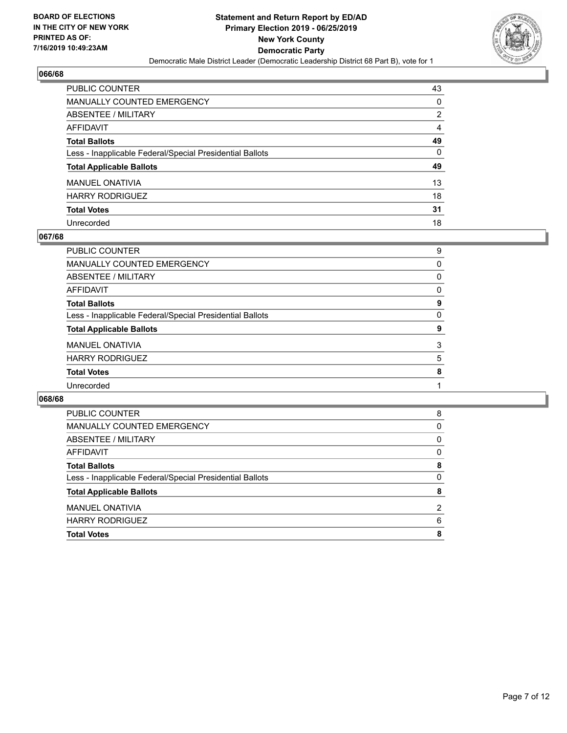## 066/68

| | |
|---|---|
| PUBLIC COUNTER | 43 |
| MANUALLY COUNTED EMERGENCY | 0 |
| ABSENTEE / MILITARY | 2 |
| AFFIDAVIT | 4 |
| **Total Ballots** | **49** |
| Less - Inapplicable Federal/Special Presidential Ballots | 0 |
| **Total Applicable Ballots** | **49** |
| MANUEL ONATIVIA | 13 |
| HARRY RODRIGUEZ | 18 |
| **Total Votes** | **31** |
| Unrecorded | 18 |

## 067/68

| | |
|---|---|
| PUBLIC COUNTER | 9 |
| MANUALLY COUNTED EMERGENCY | 0 |
| ABSENTEE / MILITARY | 0 |
| AFFIDAVIT | 0 |
| **Total Ballots** | **9** |
| Less - Inapplicable Federal/Special Presidential Ballots | 0 |
| **Total Applicable Ballots** | **9** |
| MANUEL ONATIVIA | 3 |
| HARRY RODRIGUEZ | 5 |
| **Total Votes** | **8** |
| Unrecorded | 1 |

## 068/68

| | |
|---|---|
| PUBLIC COUNTER | 8 |
| MANUALLY COUNTED EMERGENCY | 0 |
| ABSENTEE / MILITARY | 0 |
| AFFIDAVIT | 0 |
| **Total Ballots** | **8** |
| Less - Inapplicable Federal/Special Presidential Ballots | 0 |
| **Total Applicable Ballots** | **8** |
| MANUEL ONATIVIA | 2 |
| HARRY RODRIGUEZ | 6 |
| **Total Votes** | **8** |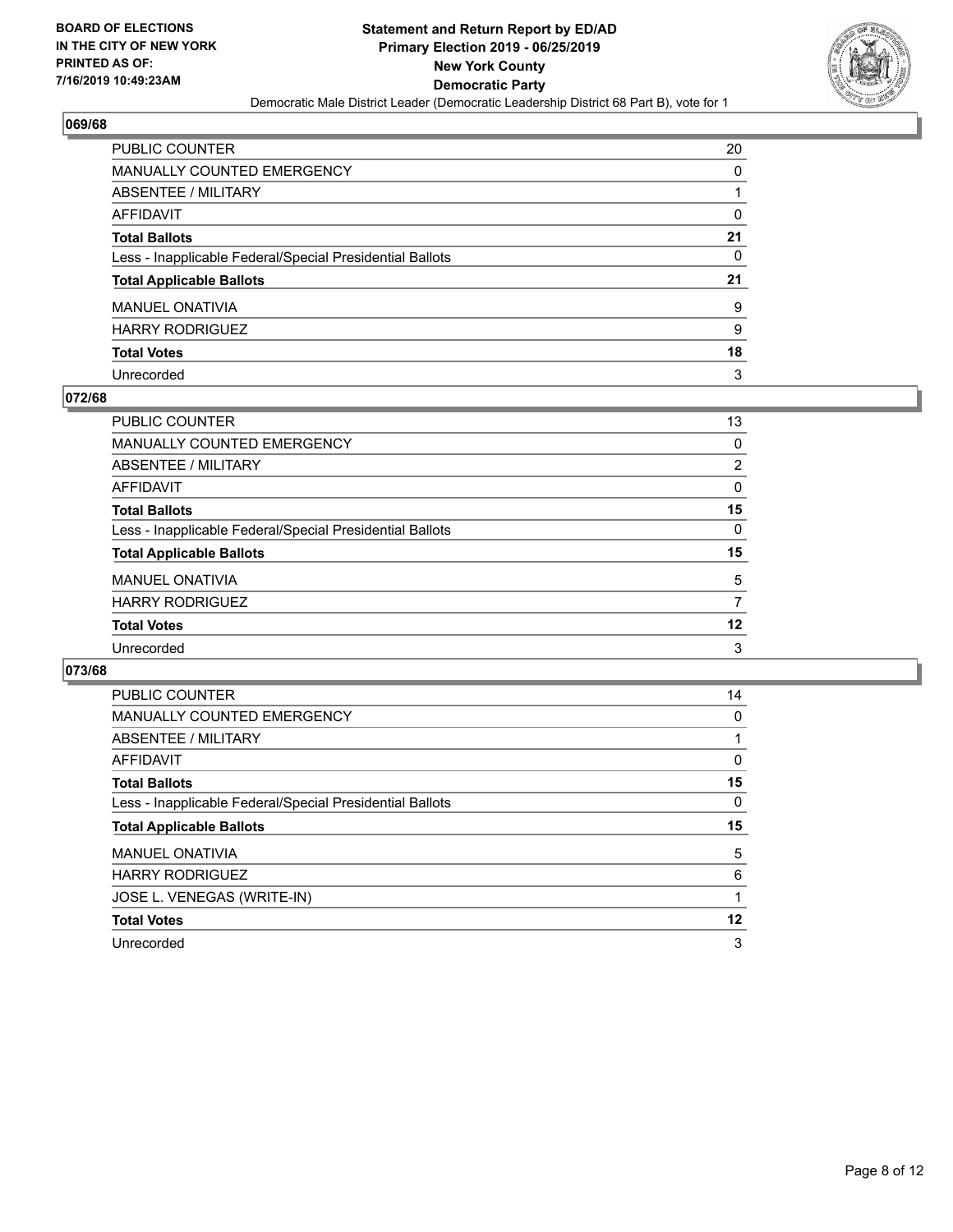## 069/68

| | |
|---|---|
| PUBLIC COUNTER | 20 |
| MANUALLY COUNTED EMERGENCY | 0 |
| ABSENTEE / MILITARY | 1 |
| AFFIDAVIT | 0 |
| **Total Ballots** | **21** |
| Less - Inapplicable Federal/Special Presidential Ballots | 0 |
| **Total Applicable Ballots** | **21** |
| MANUEL ONATIVIA | 9 |
| HARRY RODRIGUEZ | 9 |
| **Total Votes** | **18** |
| Unrecorded | 3 |

## 072/68

| | |
|---|---|
| PUBLIC COUNTER | 13 |
| MANUALLY COUNTED EMERGENCY | 0 |
| ABSENTEE / MILITARY | 2 |
| AFFIDAVIT | 0 |
| **Total Ballots** | **15** |
| Less - Inapplicable Federal/Special Presidential Ballots | 0 |
| **Total Applicable Ballots** | **15** |
| MANUEL ONATIVIA | 5 |
| HARRY RODRIGUEZ | 7 |
| **Total Votes** | **12** |
| Unrecorded | 3 |

## 073/68

| | |
|---|---|
| PUBLIC COUNTER | 14 |
| MANUALLY COUNTED EMERGENCY | 0 |
| ABSENTEE / MILITARY | 1 |
| AFFIDAVIT | 0 |
| **Total Ballots** | **15** |
| Less - Inapplicable Federal/Special Presidential Ballots | 0 |
| **Total Applicable Ballots** | **15** |
| MANUEL ONATIVIA | 5 |
| HARRY RODRIGUEZ | 6 |
| JOSE L. VENEGAS (WRITE-IN) | 1 |
| **Total Votes** | **12** |
| Unrecorded | 3 |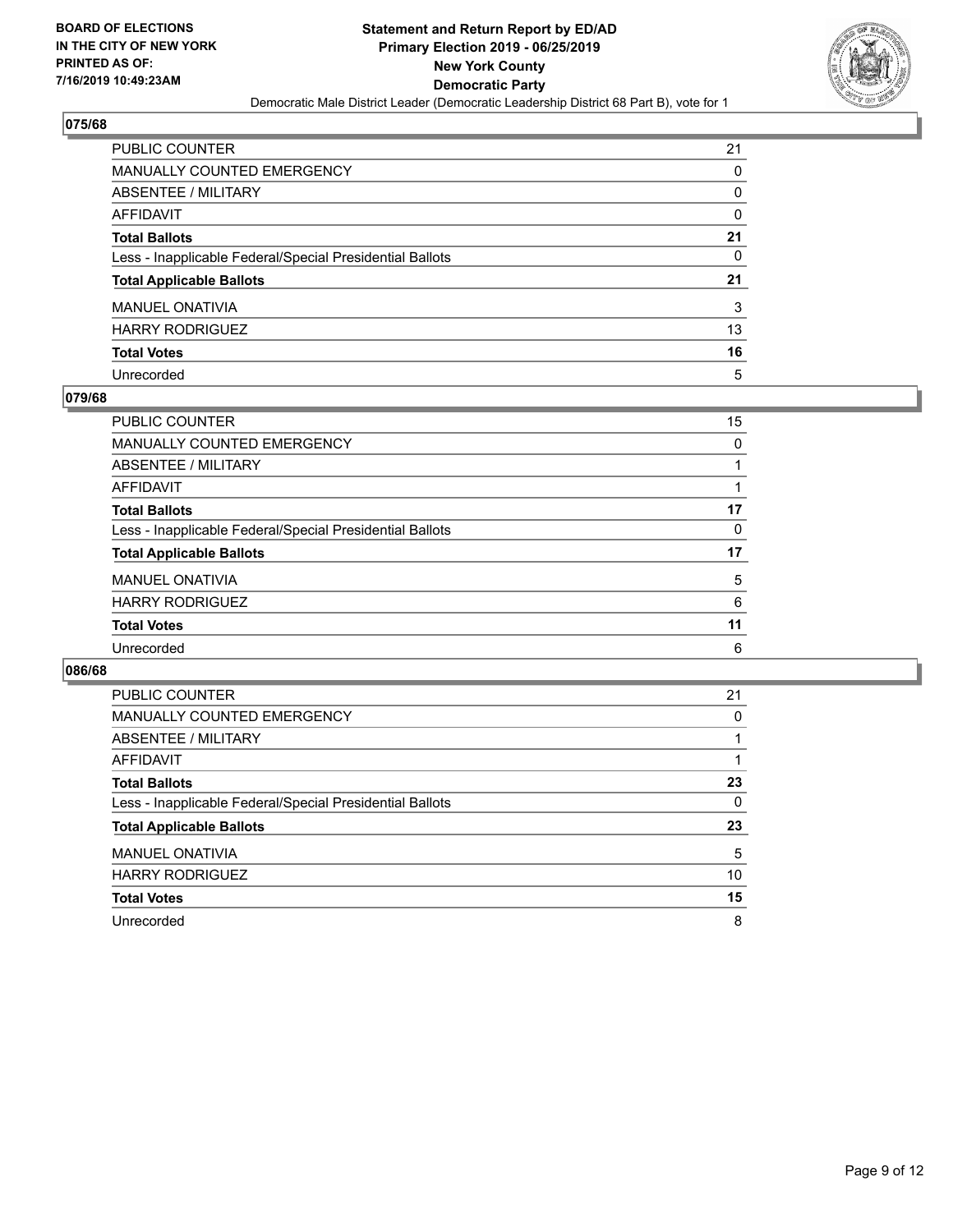## 075/68

| | |
|---|---|
| PUBLIC COUNTER | 21 |
| MANUALLY COUNTED EMERGENCY | 0 |
| ABSENTEE / MILITARY | 0 |
| AFFIDAVIT | 0 |
| **Total Ballots** | **21** |
| Less - Inapplicable Federal/Special Presidential Ballots | 0 |
| **Total Applicable Ballots** | **21** |
| MANUEL ONATIVIA | 3 |
| HARRY RODRIGUEZ | 13 |
| **Total Votes** | **16** |
| Unrecorded | 5 |

## 079/68

| | |
|---|---|
| PUBLIC COUNTER | 15 |
| MANUALLY COUNTED EMERGENCY | 0 |
| ABSENTEE / MILITARY | 1 |
| AFFIDAVIT | 1 |
| **Total Ballots** | **17** |
| Less - Inapplicable Federal/Special Presidential Ballots | 0 |
| **Total Applicable Ballots** | **17** |
| MANUEL ONATIVIA | 5 |
| HARRY RODRIGUEZ | 6 |
| **Total Votes** | **11** |
| Unrecorded | 6 |

## 086/68

| | |
|---|---|
| PUBLIC COUNTER | 21 |
| MANUALLY COUNTED EMERGENCY | 0 |
| ABSENTEE / MILITARY | 1 |
| AFFIDAVIT | 1 |
| **Total Ballots** | **23** |
| Less - Inapplicable Federal/Special Presidential Ballots | 0 |
| **Total Applicable Ballots** | **23** |
| MANUEL ONATIVIA | 5 |
| HARRY RODRIGUEZ | 10 |
| **Total Votes** | **15** |
| Unrecorded | 8 |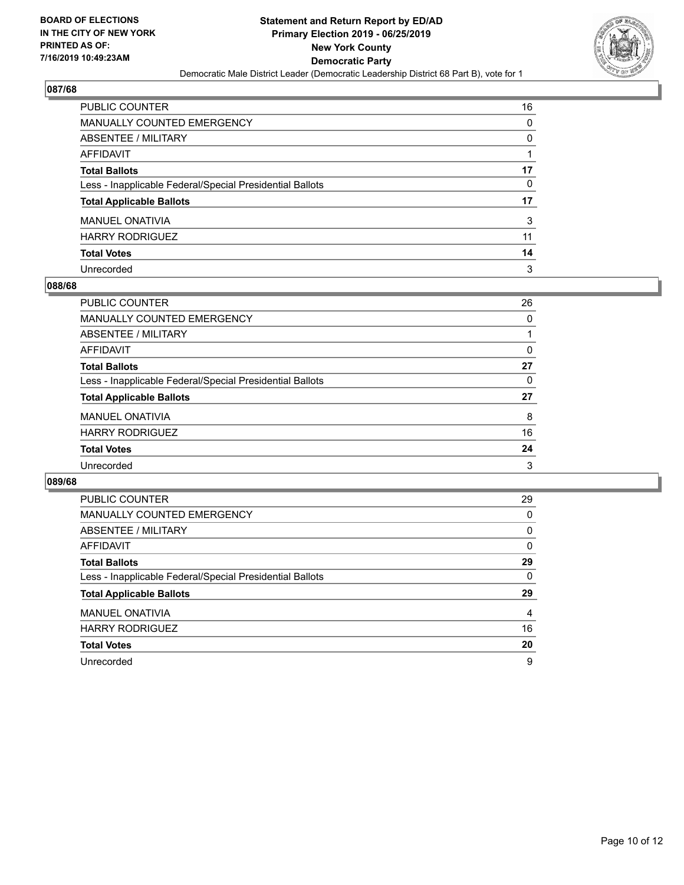## 087/68

| | |
|---|---|
| PUBLIC COUNTER | 16 |
| MANUALLY COUNTED EMERGENCY | 0 |
| ABSENTEE / MILITARY | 0 |
| AFFIDAVIT | 1 |
| **Total Ballots** | **17** |
| Less - Inapplicable Federal/Special Presidential Ballots | 0 |
| **Total Applicable Ballots** | **17** |
| MANUEL ONATIVIA | 3 |
| HARRY RODRIGUEZ | 11 |
| **Total Votes** | **14** |
| Unrecorded | 3 |

## 088/68

| | |
|---|---|
| PUBLIC COUNTER | 26 |
| MANUALLY COUNTED EMERGENCY | 0 |
| ABSENTEE / MILITARY | 1 |
| AFFIDAVIT | 0 |
| **Total Ballots** | **27** |
| Less - Inapplicable Federal/Special Presidential Ballots | 0 |
| **Total Applicable Ballots** | **27** |
| MANUEL ONATIVIA | 8 |
| HARRY RODRIGUEZ | 16 |
| **Total Votes** | **24** |
| Unrecorded | 3 |

## 089/68

| | |
|---|---|
| PUBLIC COUNTER | 29 |
| MANUALLY COUNTED EMERGENCY | 0 |
| ABSENTEE / MILITARY | 0 |
| AFFIDAVIT | 0 |
| **Total Ballots** | **29** |
| Less - Inapplicable Federal/Special Presidential Ballots | 0 |
| **Total Applicable Ballots** | **29** |
| MANUEL ONATIVIA | 4 |
| HARRY RODRIGUEZ | 16 |
| **Total Votes** | **20** |
| Unrecorded | 9 |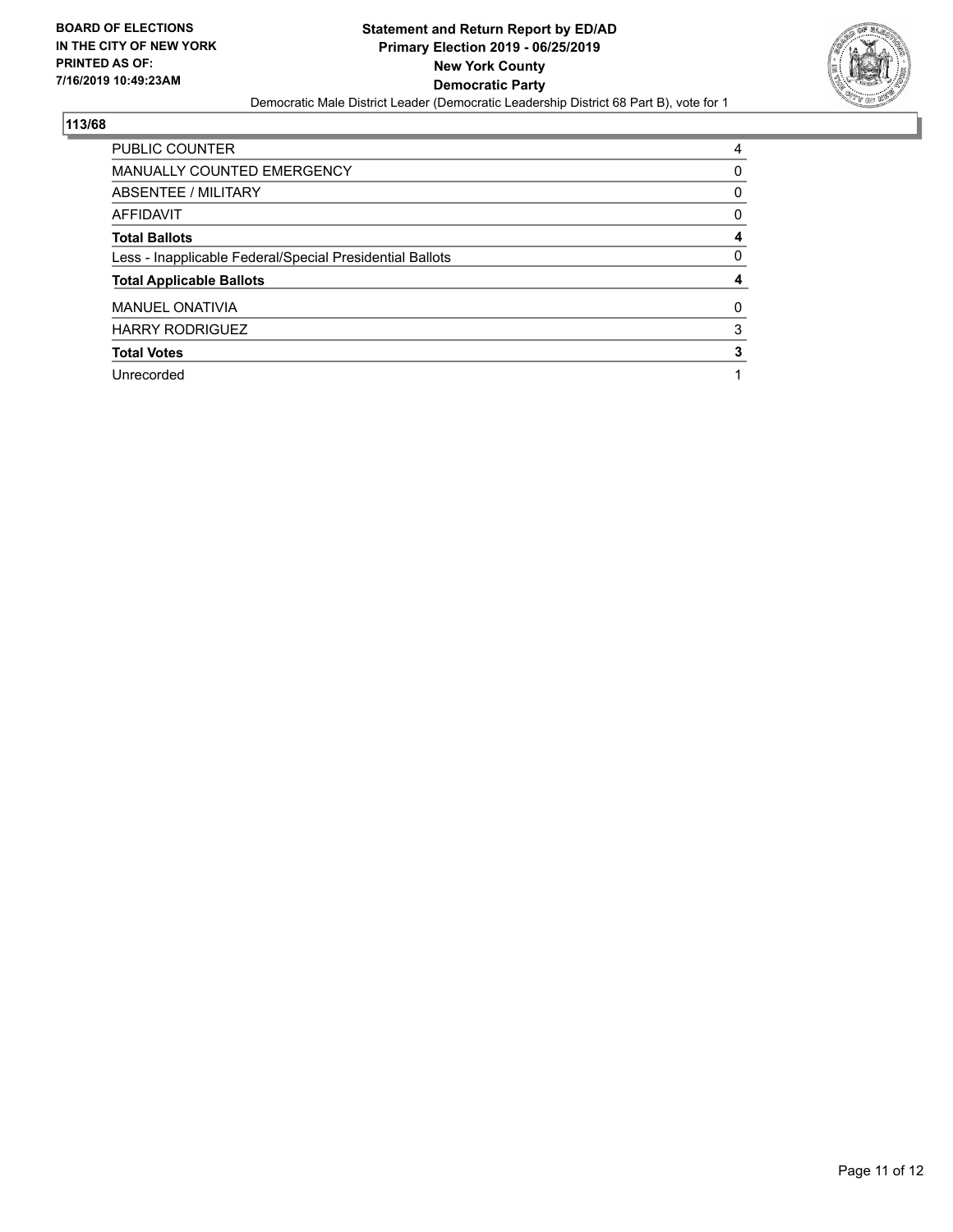**BOARD OF ELECTIONS IN THE CITY OF NEW YORK PRINTED AS OF: 7/16/2019 10:49:23AM**

**Statement and Return Report by ED/AD**
**Primary Election 2019 - 06/25/2019**
**New York County**
**Democratic Party**
Democratic Male District Leader (Democratic Leadership District 68 Part B), vote for 1

**113/68**

| | |
|---|---|
| PUBLIC COUNTER | 4 |
| MANUALLY COUNTED EMERGENCY | 0 |
| ABSENTEE / MILITARY | 0 |
| AFFIDAVIT | 0 |
| **Total Ballots** | **4** |
| Less - Inapplicable Federal/Special Presidential Ballots | 0 |
| **Total Applicable Ballots** | **4** |
| MANUEL ONATIVIA | 0 |
| HARRY RODRIGUEZ | 3 |
| **Total Votes** | **3** |
| Unrecorded | 1 |